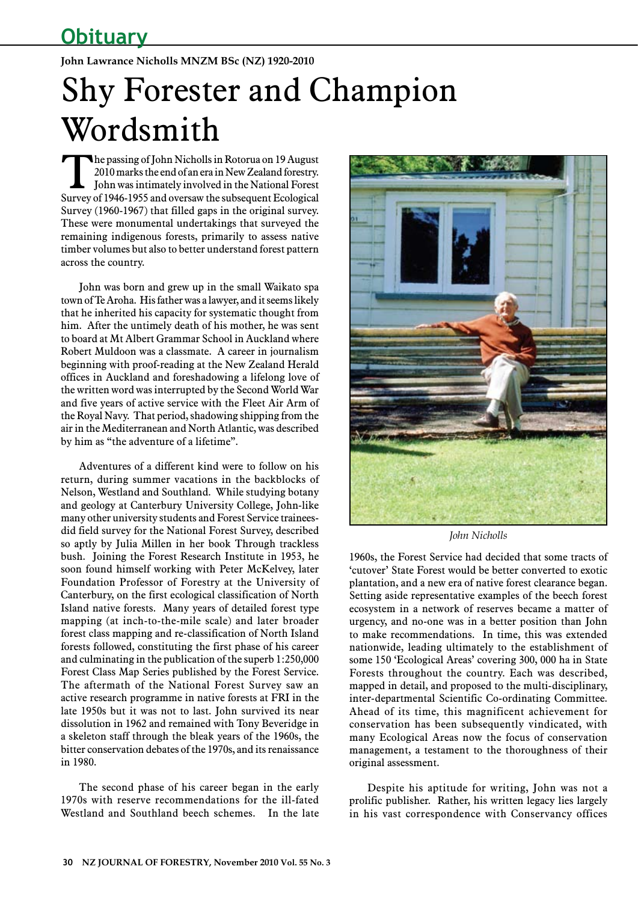## Obituary

**John Lawrance Nicholls MNZM BSc (NZ) 1920-2010**

# Shy Forester and Champion Wordsmith

The passing of John Nicholls in Rotorua on 19 August 2010 marks the end of an era in New Zealand forestry. John was intimately involved in the National Forest Survey of 1946-1955 and oversaw the subsequent Ecological Survey (1960-1967) that filled gaps in the original survey. These were monumental undertakings that surveyed the remaining indigenous forests, primarily to assess native timber volumes but also to better understand forest pattern across the country.

John was born and grew up in the small Waikato spa town of Te Aroha. His father was a lawyer, and it seems likely that he inherited his capacity for systematic thought from him. After the untimely death of his mother, he was sent to board at Mt Albert Grammar School in Auckland where Robert Muldoon was a classmate. A career in journalism beginning with proof-reading at the New Zealand Herald offices in Auckland and foreshadowing a lifelong love of the written word was interrupted by the Second World War and five years of active service with the Fleet Air Arm of the Royal Navy. That period, shadowing shipping from the air in the Mediterranean and North Atlantic, was described by him as "the adventure of a lifetime".

Adventures of a different kind were to follow on his return, during summer vacations in the backblocks of Nelson, Westland and Southland. While studying botany and geology at Canterbury University College, John-like many other university students and Forest Service trainees-did field survey for the National Forest Survey, described so aptly by Julia Millen in her book Through trackless bush. Joining the Forest Research Institute in 1953, he soon found himself working with Peter McKelvey, later Foundation Professor of Forestry at the University of Canterbury, on the first ecological classification of North Island native forests. Many years of detailed forest type mapping (at inch-to-the-mile scale) and later broader forest class mapping and re-classification of North Island forests followed, constituting the first phase of his career and culminating in the publication of the superb 1:250,000 Forest Class Map Series published by the Forest Service. The aftermath of the National Forest Survey saw an active research programme in native forests at FRI in the late 1950s but it was not to last. John survived its near dissolution in 1962 and remained with Tony Beveridge in a skeleton staff through the bleak years of the 1960s, the bitter conservation debates of the 1970s, and its renaissance in 1980.

The second phase of his career began in the early 1970s with reserve recommendations for the ill-fated Westland and Southland beech schemes. In the late

*John Nicholls*

1960s, the Forest Service had decided that some tracts of 'cutover' State Forest would be better converted to exotic plantation, and a new era of native forest clearance began. Setting aside representative examples of the beech forest ecosystem in a network of reserves became a matter of urgency, and no-one was in a better position than John to make recommendations. In time, this was extended nationwide, leading ultimately to the establishment of some 150 'Ecological Areas' covering 300, 000 ha in State Forests throughout the country. Each was described, mapped in detail, and proposed to the multi-disciplinary, inter-departmental Scientific Co-ordinating Committee. Ahead of its time, this magnificent achievement for conservation has been subsequently vindicated, with many Ecological Areas now the focus of conservation management, a testament to the thoroughness of their original assessment.

Despite his aptitude for writing, John was not a prolific publisher. Rather, his written legacy lies largely in his vast correspondence with Conservancy offices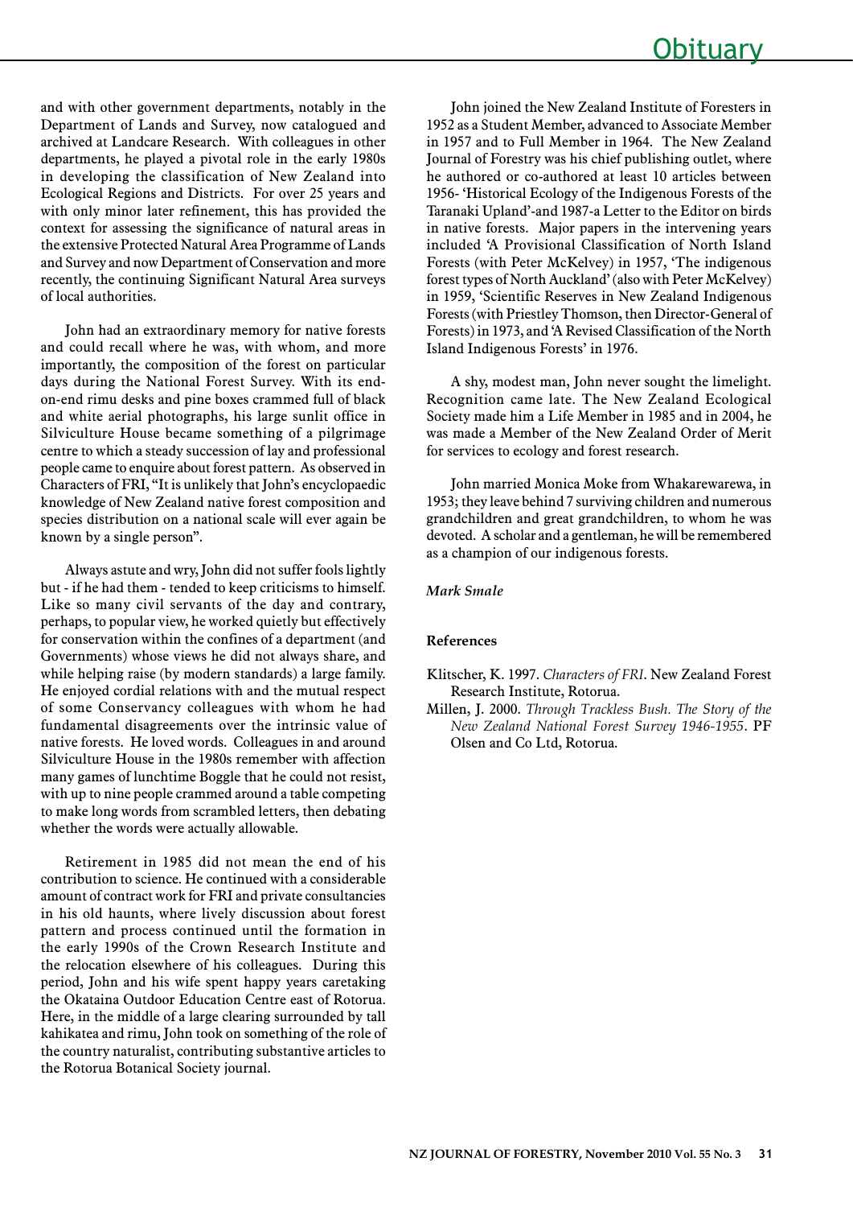and with other government departments, notably in the Department of Lands and Survey, now catalogued and archived at Landcare Research. With colleagues in other departments, he played a pivotal role in the early 1980s in developing the classification of New Zealand into Ecological Regions and Districts. For over 25 years and with only minor later refinement, this has provided the context for assessing the significance of natural areas in the extensive Protected Natural Area Programme of Lands and Survey and now Department of Conservation and more recently, the continuing Significant Natural Area surveys of local authorities.

John had an extraordinary memory for native forests and could recall where he was, with whom, and more importantly, the composition of the forest on particular days during the National Forest Survey. With its end-on-end rimu desks and pine boxes crammed full of black and white aerial photographs, his large sunlit office in Silviculture House became something of a pilgrimage centre to which a steady succession of lay and professional people came to enquire about forest pattern. As observed in Characters of FRI, "It is unlikely that John's encyclopaedic knowledge of New Zealand native forest composition and species distribution on a national scale will ever again be known by a single person".

Always astute and wry, John did not suffer fools lightly but - if he had them - tended to keep criticisms to himself. Like so many civil servants of the day and contrary, perhaps, to popular view, he worked quietly but effectively for conservation within the confines of a department (and Governments) whose views he did not always share, and while helping raise (by modern standards) a large family. He enjoyed cordial relations with and the mutual respect of some Conservancy colleagues with whom he had fundamental disagreements over the intrinsic value of native forests. He loved words. Colleagues in and around Silviculture House in the 1980s remember with affection many games of lunchtime Boggle that he could not resist, with up to nine people crammed around a table competing to make long words from scrambled letters, then debating whether the words were actually allowable.

Retirement in 1985 did not mean the end of his contribution to science. He continued with a considerable amount of contract work for FRI and private consultancies in his old haunts, where lively discussion about forest pattern and process continued until the formation in the early 1990s of the Crown Research Institute and the relocation elsewhere of his colleagues. During this period, John and his wife spent happy years caretaking the Okataina Outdoor Education Centre east of Rotorua. Here, in the middle of a large clearing surrounded by tall kahikatea and rimu, John took on something of the role of the country naturalist, contributing substantive articles to the Rotorua Botanical Society journal.

John joined the New Zealand Institute of Foresters in 1952 as a Student Member, advanced to Associate Member in 1957 and to Full Member in 1964. The New Zealand Journal of Forestry was his chief publishing outlet, where he authored or co-authored at least 10 articles between 1956- 'Historical Ecology of the Indigenous Forests of the Taranaki Upland'-and 1987-a Letter to the Editor on birds in native forests. Major papers in the intervening years included 'A Provisional Classification of North Island Forests (with Peter McKelvey) in 1957, 'The indigenous forest types of North Auckland' (also with Peter McKelvey) in 1959, 'Scientific Reserves in New Zealand Indigenous Forests (with Priestley Thomson, then Director-General of Forests) in 1973, and 'A Revised Classification of the North Island Indigenous Forests' in 1976.

A shy, modest man, John never sought the limelight. Recognition came late. The New Zealand Ecological Society made him a Life Member in 1985 and in 2004, he was made a Member of the New Zealand Order of Merit for services to ecology and forest research.

John married Monica Moke from Whakarewarewa, in 1953; they leave behind 7 surviving children and numerous grandchildren and great grandchildren, to whom he was devoted. A scholar and a gentleman, he will be remembered as a champion of our indigenous forests.

***Mark Smale***

**References**

Klitscher, K. 1997. *Characters of FRI*. New Zealand Forest Research Institute, Rotorua.

Millen, J. 2000. *Through Trackless Bush. The Story of the New Zealand National Forest Survey 1946-1955*. PF Olsen and Co Ltd, Rotorua.